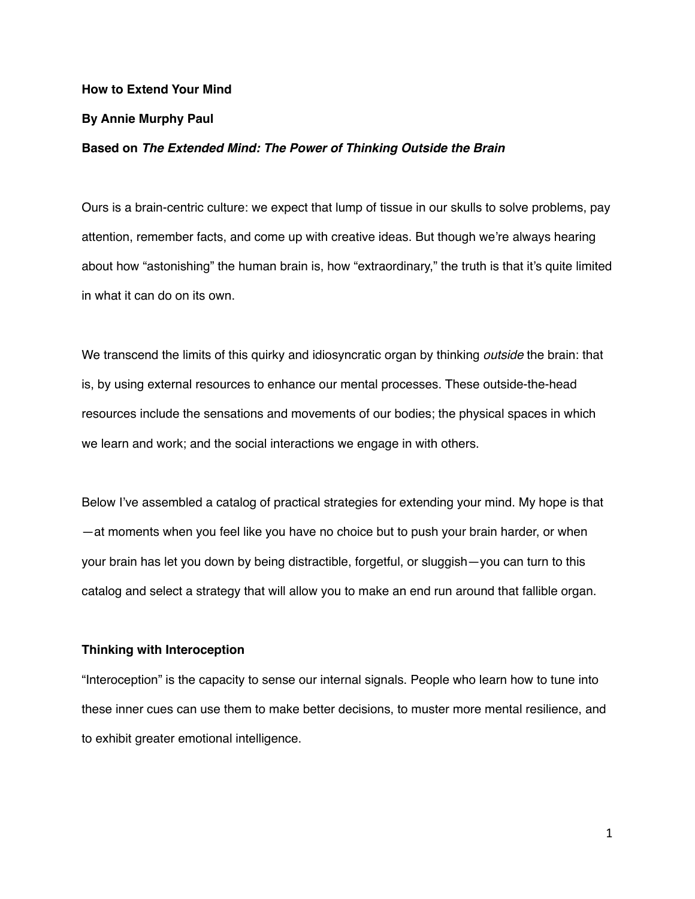# How to Extend Your Mind

**By Annie Murphy Paul**

**Based on *The Extended Mind: The Power of Thinking Outside the Brain***

Ours is a brain-centric culture: we expect that lump of tissue in our skulls to solve problems, pay attention, remember facts, and come up with creative ideas. But though we're always hearing about how "astonishing" the human brain is, how "extraordinary," the truth is that it's quite limited in what it can do on its own.

We transcend the limits of this quirky and idiosyncratic organ by thinking *outside* the brain: that is, by using external resources to enhance our mental processes. These outside-the-head resources include the sensations and movements of our bodies; the physical spaces in which we learn and work; and the social interactions we engage in with others.

Below I've assembled a catalog of practical strategies for extending your mind. My hope is that—at moments when you feel like you have no choice but to push your brain harder, or when your brain has let you down by being distractible, forgetful, or sluggish—you can turn to this catalog and select a strategy that will allow you to make an end run around that fallible organ.

## Thinking with Interoception

"Interoception" is the capacity to sense our internal signals. People who learn how to tune into these inner cues can use them to make better decisions, to muster more mental resilience, and to exhibit greater emotional intelligence.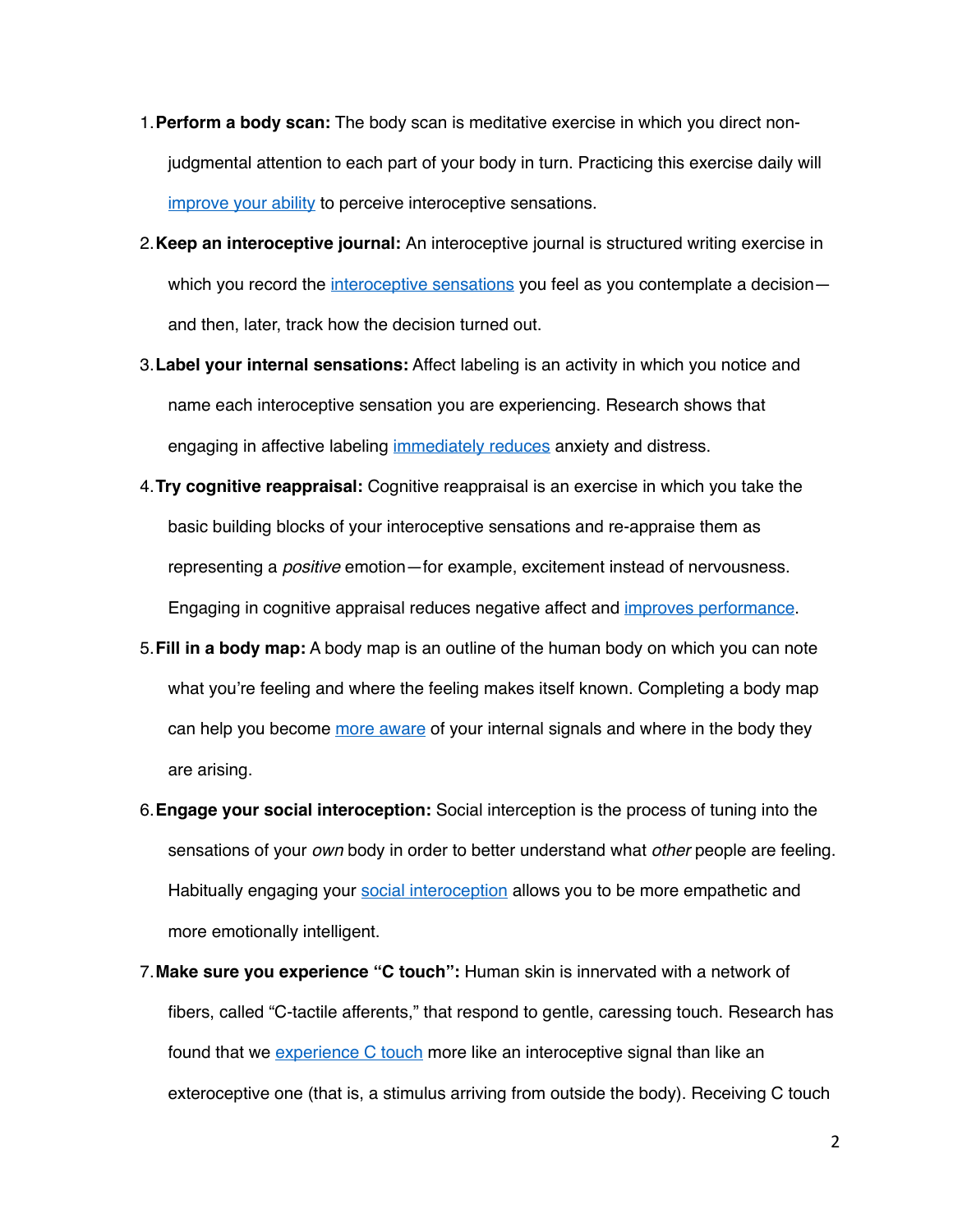1. **Perform a body scan:** The body scan is meditative exercise in which you direct non-judgmental attention to each part of your body in turn. Practicing this exercise daily will improve your ability to perceive interoceptive sensations.
2. **Keep an interoceptive journal:** An interoceptive journal is structured writing exercise in which you record the interoceptive sensations you feel as you contemplate a decision—and then, later, track how the decision turned out.
3. **Label your internal sensations:** Affect labeling is an activity in which you notice and name each interoceptive sensation you are experiencing. Research shows that engaging in affective labeling immediately reduces anxiety and distress.
4. **Try cognitive reappraisal:** Cognitive reappraisal is an exercise in which you take the basic building blocks of your interoceptive sensations and re-appraise them as representing a *positive* emotion—for example, excitement instead of nervousness. Engaging in cognitive appraisal reduces negative affect and improves performance.
5. **Fill in a body map:** A body map is an outline of the human body on which you can note what you're feeling and where the feeling makes itself known. Completing a body map can help you become more aware of your internal signals and where in the body they are arising.
6. **Engage your social interoception:** Social interception is the process of tuning into the sensations of your *own* body in order to better understand what *other* people are feeling. Habitually engaging your social interoception allows you to be more empathetic and more emotionally intelligent.
7. **Make sure you experience "C touch":** Human skin is innervated with a network of fibers, called "C-tactile afferents," that respond to gentle, caressing touch. Research has found that we experience C touch more like an interoceptive signal than like an exteroceptive one (that is, a stimulus arriving from outside the body). Receiving C touch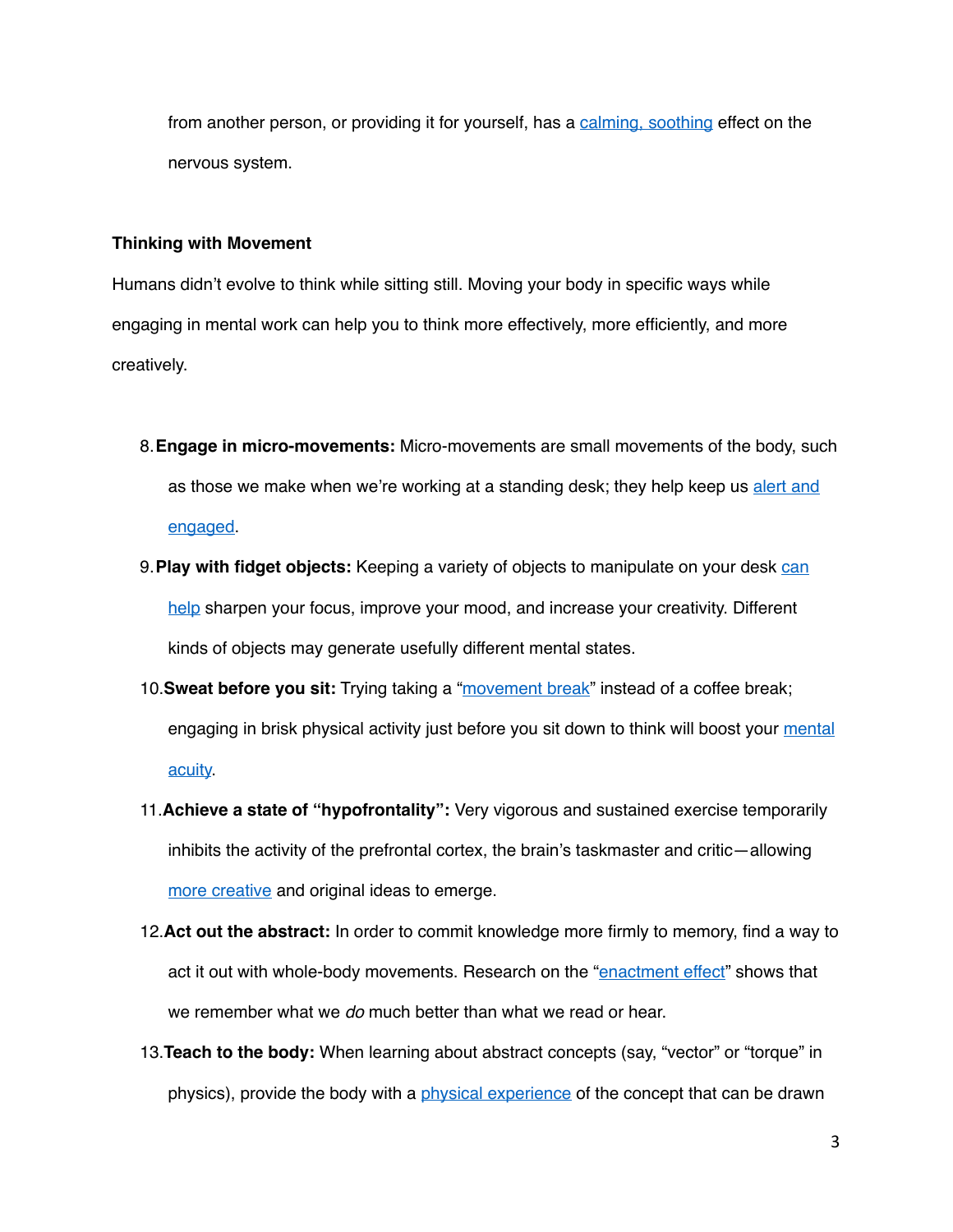from another person, or providing it for yourself, has a calming, soothing effect on the nervous system.

**Thinking with Movement**

Humans didn't evolve to think while sitting still. Moving your body in specific ways while engaging in mental work can help you to think more effectively, more efficiently, and more creatively.

8. **Engage in micro-movements:** Micro-movements are small movements of the body, such as those we make when we're working at a standing desk; they help keep us alert and engaged.
9. **Play with fidget objects:** Keeping a variety of objects to manipulate on your desk can help sharpen your focus, improve your mood, and increase your creativity. Different kinds of objects may generate usefully different mental states.
10. **Sweat before you sit:** Trying taking a "movement break" instead of a coffee break; engaging in brisk physical activity just before you sit down to think will boost your mental acuity.
11. **Achieve a state of "hypofrontality":** Very vigorous and sustained exercise temporarily inhibits the activity of the prefrontal cortex, the brain's taskmaster and critic—allowing more creative and original ideas to emerge.
12. **Act out the abstract:** In order to commit knowledge more firmly to memory, find a way to act it out with whole-body movements. Research on the "enactment effect" shows that we remember what we *do* much better than what we read or hear.
13. **Teach to the body:** When learning about abstract concepts (say, "vector" or "torque" in physics), provide the body with a physical experience of the concept that can be drawn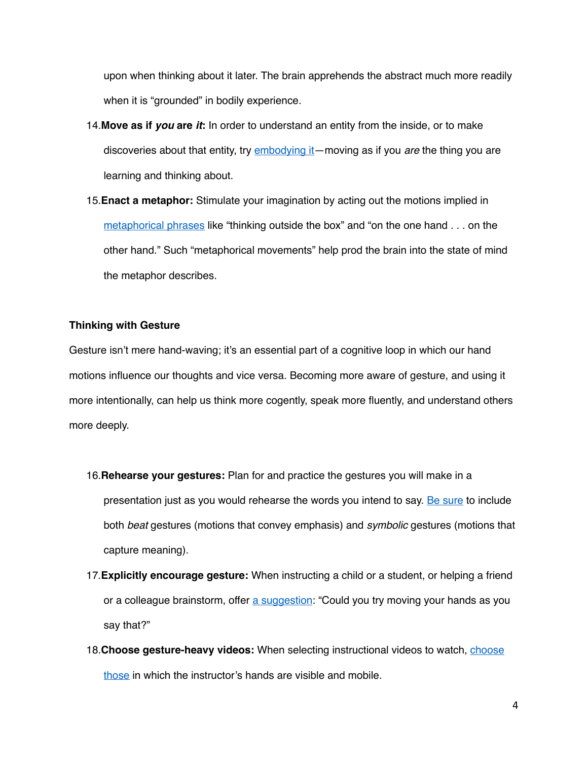upon when thinking about it later. The brain apprehends the abstract much more readily when it is "grounded" in bodily experience.

14. **Move as if *you* are *it*:** In order to understand an entity from the inside, or to make discoveries about that entity, try embodying it—moving as if you *are* the thing you are learning and thinking about.

15. **Enact a metaphor:** Stimulate your imagination by acting out the motions implied in metaphorical phrases like "thinking outside the box" and "on the one hand . . . on the other hand." Such "metaphorical movements" help prod the brain into the state of mind the metaphor describes.

**Thinking with Gesture**

Gesture isn't mere hand-waving; it's an essential part of a cognitive loop in which our hand motions influence our thoughts and vice versa. Becoming more aware of gesture, and using it more intentionally, can help us think more cogently, speak more fluently, and understand others more deeply.

16. **Rehearse your gestures:** Plan for and practice the gestures you will make in a presentation just as you would rehearse the words you intend to say. Be sure to include both *beat* gestures (motions that convey emphasis) and *symbolic* gestures (motions that capture meaning).

17. **Explicitly encourage gesture:** When instructing a child or a student, or helping a friend or a colleague brainstorm, offer a suggestion: "Could you try moving your hands as you say that?"

18. **Choose gesture-heavy videos:** When selecting instructional videos to watch, choose those in which the instructor's hands are visible and mobile.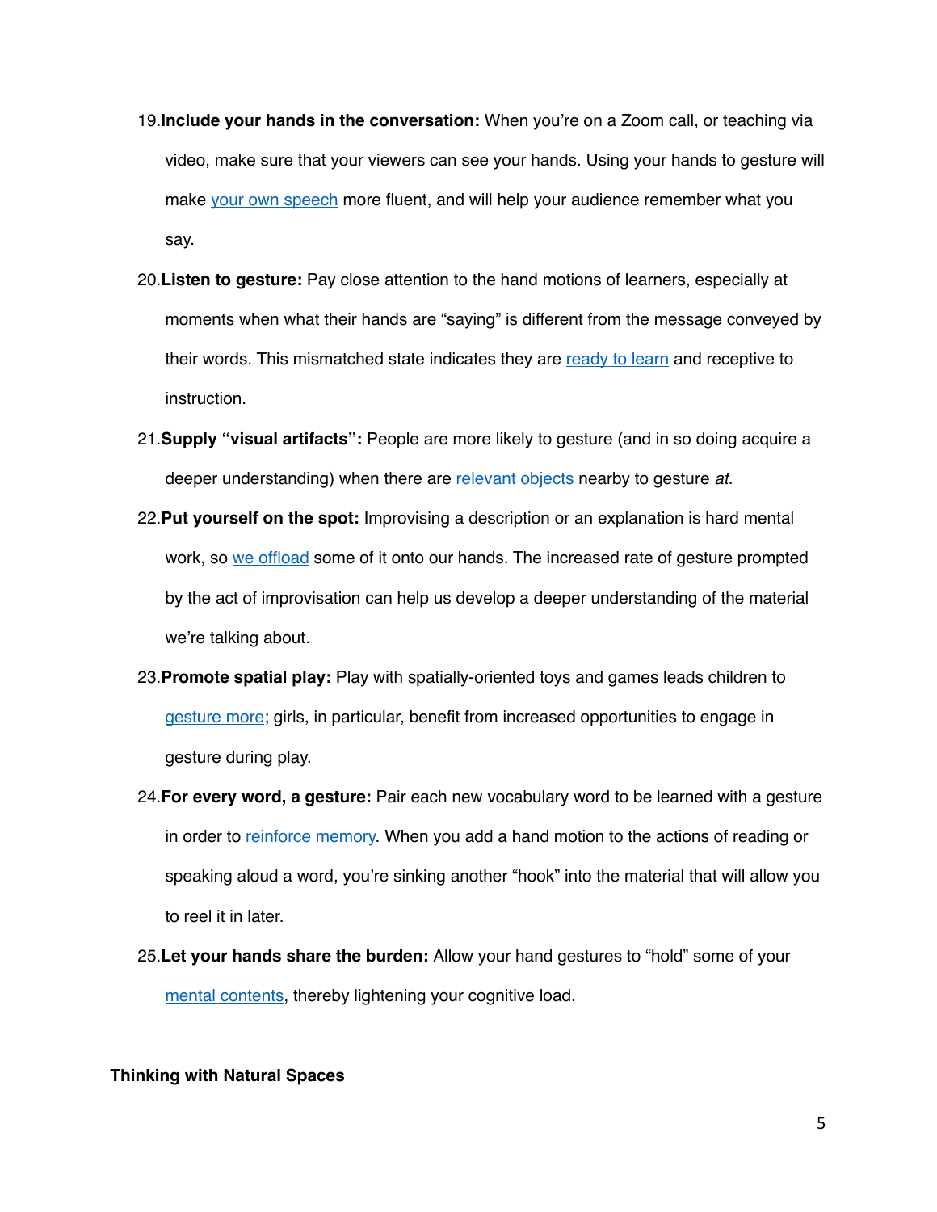19. **Include your hands in the conversation:** When you're on a Zoom call, or teaching via video, make sure that your viewers can see your hands. Using your hands to gesture will make your own speech more fluent, and will help your audience remember what you say.

20. **Listen to gesture:** Pay close attention to the hand motions of learners, especially at moments when what their hands are "saying" is different from the message conveyed by their words. This mismatched state indicates they are ready to learn and receptive to instruction.

21. **Supply "visual artifacts":** People are more likely to gesture (and in so doing acquire a deeper understanding) when there are relevant objects nearby to gesture *at*.

22. **Put yourself on the spot:** Improvising a description or an explanation is hard mental work, so we offload some of it onto our hands. The increased rate of gesture prompted by the act of improvisation can help us develop a deeper understanding of the material we're talking about.

23. **Promote spatial play:** Play with spatially-oriented toys and games leads children to gesture more; girls, in particular, benefit from increased opportunities to engage in gesture during play.

24. **For every word, a gesture:** Pair each new vocabulary word to be learned with a gesture in order to reinforce memory. When you add a hand motion to the actions of reading or speaking aloud a word, you're sinking another "hook" into the material that will allow you to reel it in later.

25. **Let your hands share the burden:** Allow your hand gestures to "hold" some of your mental contents, thereby lightening your cognitive load.

**Thinking with Natural Spaces**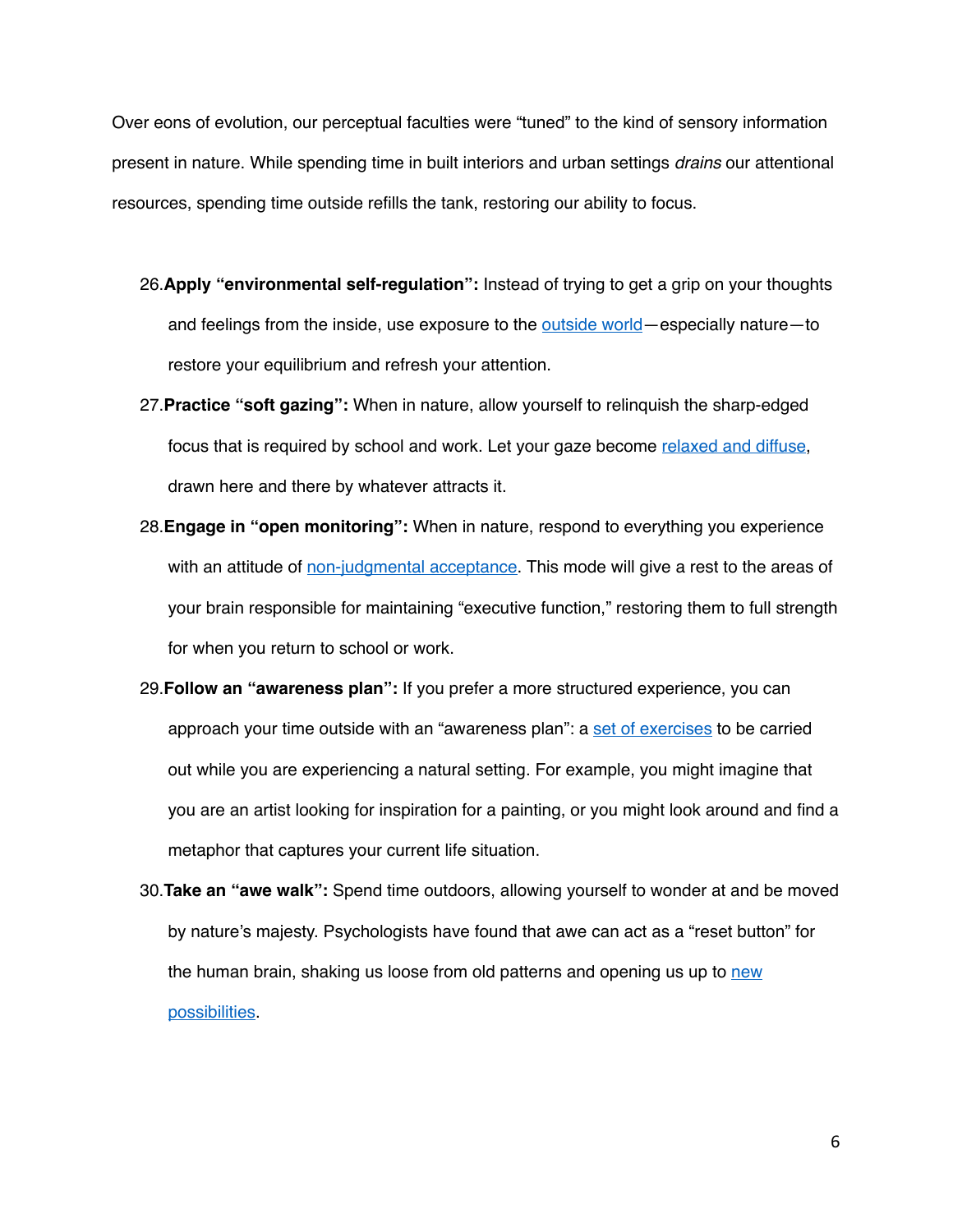Over eons of evolution, our perceptual faculties were "tuned" to the kind of sensory information present in nature. While spending time in built interiors and urban settings *drains* our attentional resources, spending time outside refills the tank, restoring our ability to focus.

26. **Apply "environmental self-regulation":** Instead of trying to get a grip on your thoughts and feelings from the inside, use exposure to the outside world—especially nature—to restore your equilibrium and refresh your attention.
27. **Practice "soft gazing":** When in nature, allow yourself to relinquish the sharp-edged focus that is required by school and work. Let your gaze become relaxed and diffuse, drawn here and there by whatever attracts it.
28. **Engage in "open monitoring":** When in nature, respond to everything you experience with an attitude of non-judgmental acceptance. This mode will give a rest to the areas of your brain responsible for maintaining "executive function," restoring them to full strength for when you return to school or work.
29. **Follow an "awareness plan":** If you prefer a more structured experience, you can approach your time outside with an "awareness plan": a set of exercises to be carried out while you are experiencing a natural setting. For example, you might imagine that you are an artist looking for inspiration for a painting, or you might look around and find a metaphor that captures your current life situation.
30. **Take an "awe walk":** Spend time outdoors, allowing yourself to wonder at and be moved by nature's majesty. Psychologists have found that awe can act as a "reset button" for the human brain, shaking us loose from old patterns and opening us up to new possibilities.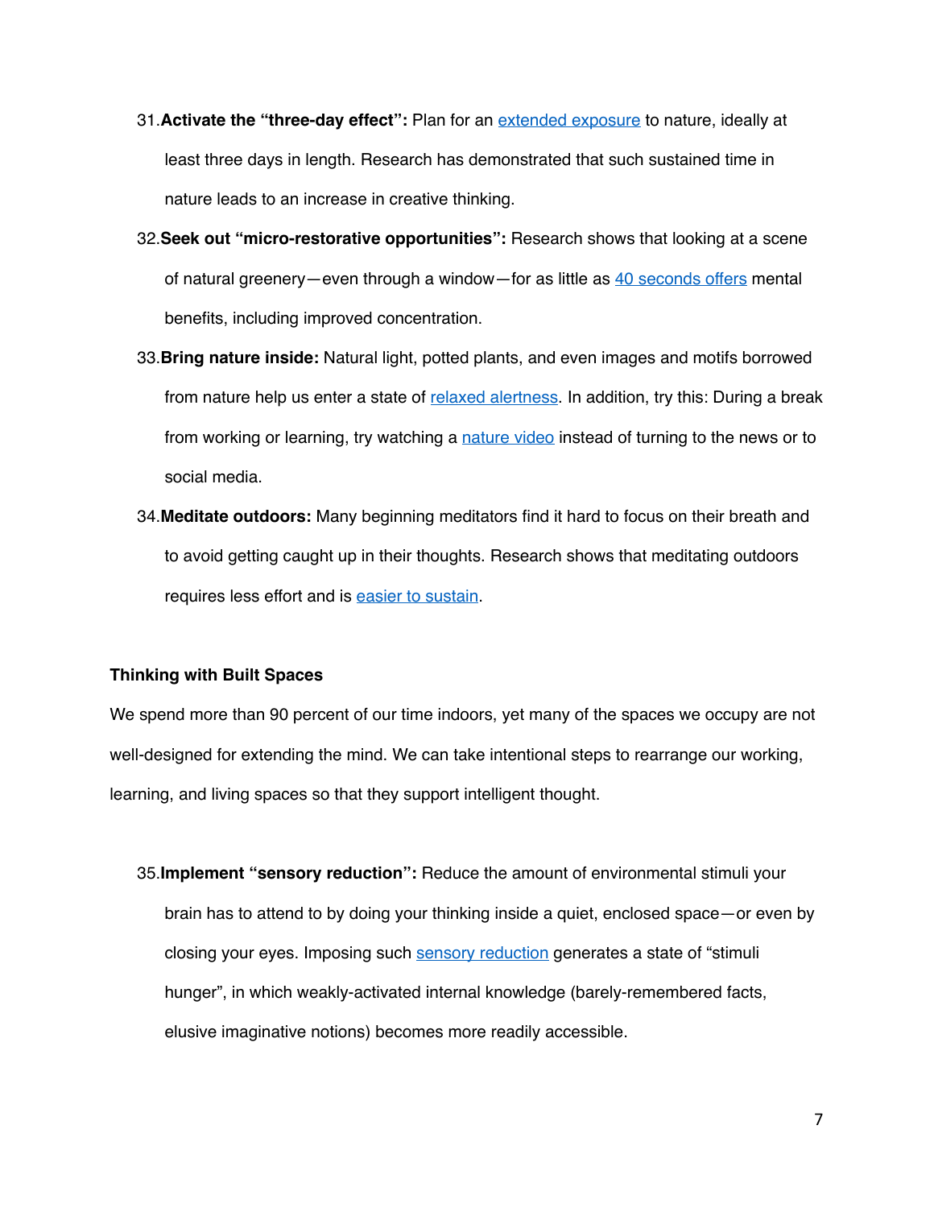31. **Activate the "three-day effect":** Plan for an extended exposure to nature, ideally at least three days in length. Research has demonstrated that such sustained time in nature leads to an increase in creative thinking.
32. **Seek out "micro-restorative opportunities":** Research shows that looking at a scene of natural greenery—even through a window—for as little as 40 seconds offers mental benefits, including improved concentration.
33. **Bring nature inside:** Natural light, potted plants, and even images and motifs borrowed from nature help us enter a state of relaxed alertness. In addition, try this: During a break from working or learning, try watching a nature video instead of turning to the news or to social media.
34. **Meditate outdoors:** Many beginning meditators find it hard to focus on their breath and to avoid getting caught up in their thoughts. Research shows that meditating outdoors requires less effort and is easier to sustain.

**Thinking with Built Spaces**

We spend more than 90 percent of our time indoors, yet many of the spaces we occupy are not well-designed for extending the mind. We can take intentional steps to rearrange our working, learning, and living spaces so that they support intelligent thought.

35. **Implement "sensory reduction":** Reduce the amount of environmental stimuli your brain has to attend to by doing your thinking inside a quiet, enclosed space—or even by closing your eyes. Imposing such sensory reduction generates a state of "stimuli hunger", in which weakly-activated internal knowledge (barely-remembered facts, elusive imaginative notions) becomes more readily accessible.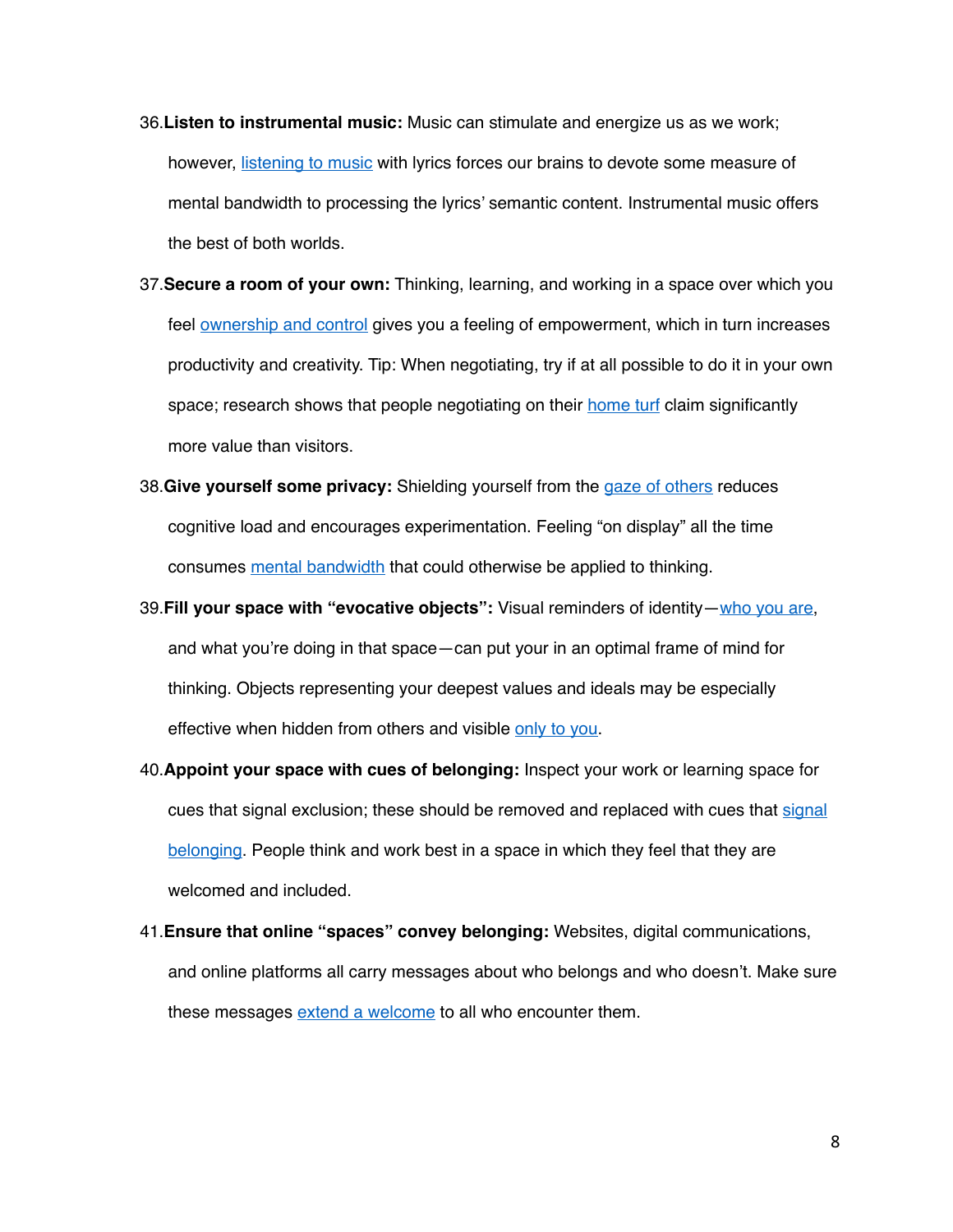36. **Listen to instrumental music:** Music can stimulate and energize us as we work; however, listening to music with lyrics forces our brains to devote some measure of mental bandwidth to processing the lyrics' semantic content. Instrumental music offers the best of both worlds.

37. **Secure a room of your own:** Thinking, learning, and working in a space over which you feel ownership and control gives you a feeling of empowerment, which in turn increases productivity and creativity. Tip: When negotiating, try if at all possible to do it in your own space; research shows that people negotiating on their home turf claim significantly more value than visitors.

38. **Give yourself some privacy:** Shielding yourself from the gaze of others reduces cognitive load and encourages experimentation. Feeling "on display" all the time consumes mental bandwidth that could otherwise be applied to thinking.

39. **Fill your space with "evocative objects":** Visual reminders of identity—who you are, and what you're doing in that space—can put your in an optimal frame of mind for thinking. Objects representing your deepest values and ideals may be especially effective when hidden from others and visible only to you.

40. **Appoint your space with cues of belonging:** Inspect your work or learning space for cues that signal exclusion; these should be removed and replaced with cues that signal belonging. People think and work best in a space in which they feel that they are welcomed and included.

41. **Ensure that online "spaces" convey belonging:** Websites, digital communications, and online platforms all carry messages about who belongs and who doesn't. Make sure these messages extend a welcome to all who encounter them.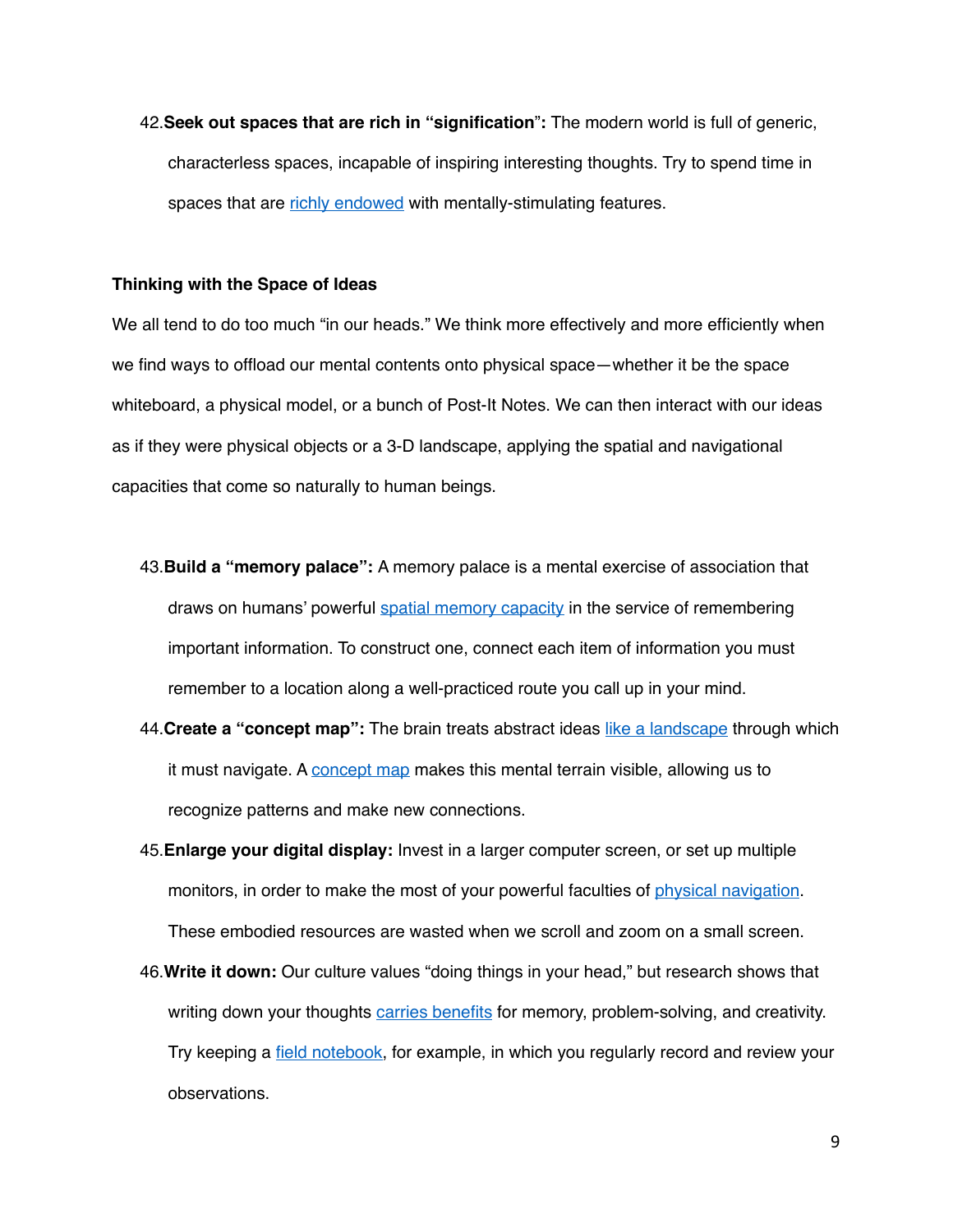42. **Seek out spaces that are rich in "signification":** The modern world is full of generic, characterless spaces, incapable of inspiring interesting thoughts. Try to spend time in spaces that are richly endowed with mentally-stimulating features.

### Thinking with the Space of Ideas

We all tend to do too much "in our heads." We think more effectively and more efficiently when we find ways to offload our mental contents onto physical space—whether it be the space whiteboard, a physical model, or a bunch of Post-It Notes. We can then interact with our ideas as if they were physical objects or a 3-D landscape, applying the spatial and navigational capacities that come so naturally to human beings.

43. **Build a "memory palace":** A memory palace is a mental exercise of association that draws on humans' powerful spatial memory capacity in the service of remembering important information. To construct one, connect each item of information you must remember to a location along a well-practiced route you call up in your mind.
44. **Create a "concept map":** The brain treats abstract ideas like a landscape through which it must navigate. A concept map makes this mental terrain visible, allowing us to recognize patterns and make new connections.
45. **Enlarge your digital display:** Invest in a larger computer screen, or set up multiple monitors, in order to make the most of your powerful faculties of physical navigation. These embodied resources are wasted when we scroll and zoom on a small screen.
46. **Write it down:** Our culture values "doing things in your head," but research shows that writing down your thoughts carries benefits for memory, problem-solving, and creativity. Try keeping a field notebook, for example, in which you regularly record and review your observations.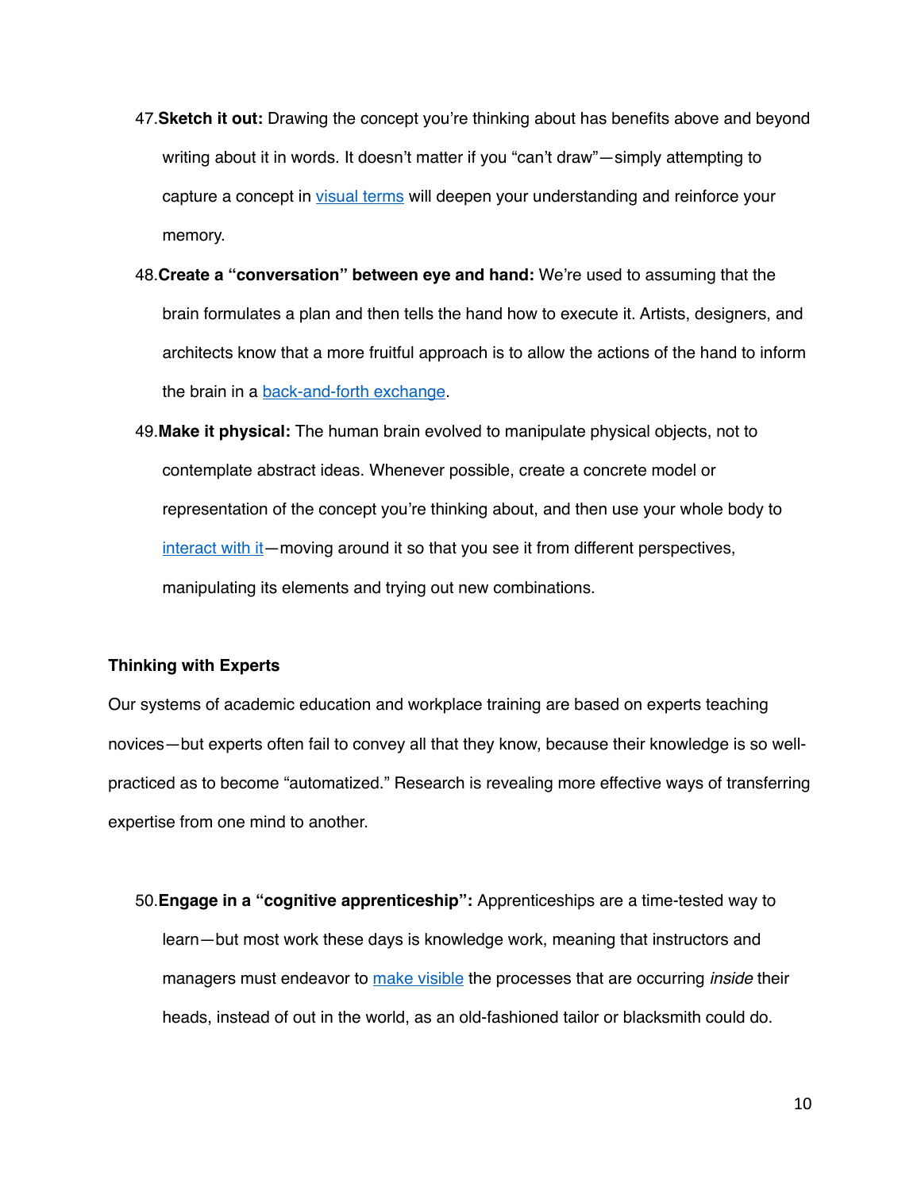47. **Sketch it out:** Drawing the concept you're thinking about has benefits above and beyond writing about it in words. It doesn't matter if you "can't draw"—simply attempting to capture a concept in visual terms will deepen your understanding and reinforce your memory.
48. **Create a "conversation" between eye and hand:** We're used to assuming that the brain formulates a plan and then tells the hand how to execute it. Artists, designers, and architects know that a more fruitful approach is to allow the actions of the hand to inform the brain in a back-and-forth exchange.
49. **Make it physical:** The human brain evolved to manipulate physical objects, not to contemplate abstract ideas. Whenever possible, create a concrete model or representation of the concept you're thinking about, and then use your whole body to interact with it—moving around it so that you see it from different perspectives, manipulating its elements and trying out new combinations.

**Thinking with Experts**

Our systems of academic education and workplace training are based on experts teaching novices—but experts often fail to convey all that they know, because their knowledge is so well-practiced as to become "automatized." Research is revealing more effective ways of transferring expertise from one mind to another.

50. **Engage in a "cognitive apprenticeship":** Apprenticeships are a time-tested way to learn—but most work these days is knowledge work, meaning that instructors and managers must endeavor to make visible the processes that are occurring *inside* their heads, instead of out in the world, as an old-fashioned tailor or blacksmith could do.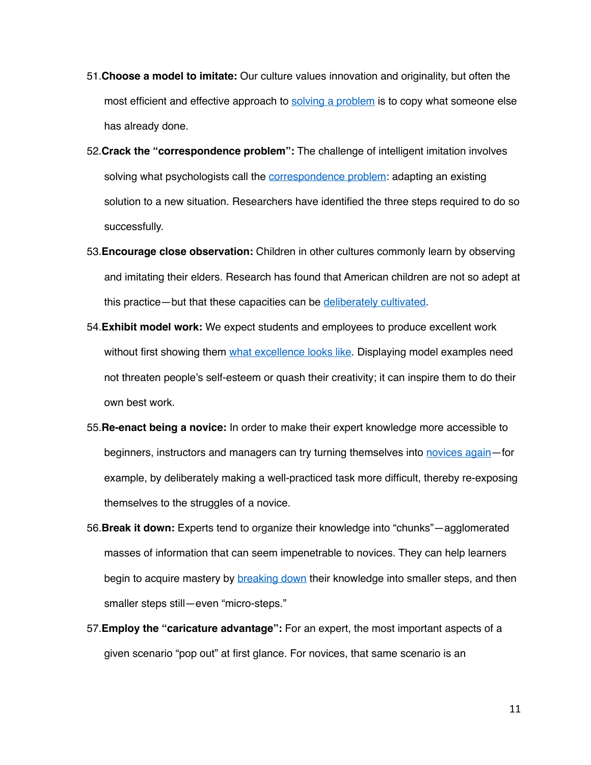51. **Choose a model to imitate:** Our culture values innovation and originality, but often the most efficient and effective approach to solving a problem is to copy what someone else has already done.
52. **Crack the "correspondence problem":** The challenge of intelligent imitation involves solving what psychologists call the correspondence problem: adapting an existing solution to a new situation. Researchers have identified the three steps required to do so successfully.
53. **Encourage close observation:** Children in other cultures commonly learn by observing and imitating their elders. Research has found that American children are not so adept at this practice—but that these capacities can be deliberately cultivated.
54. **Exhibit model work:** We expect students and employees to produce excellent work without first showing them what excellence looks like. Displaying model examples need not threaten people's self-esteem or quash their creativity; it can inspire them to do their own best work.
55. **Re-enact being a novice:** In order to make their expert knowledge more accessible to beginners, instructors and managers can try turning themselves into novices again—for example, by deliberately making a well-practiced task more difficult, thereby re-exposing themselves to the struggles of a novice.
56. **Break it down:** Experts tend to organize their knowledge into "chunks"—agglomerated masses of information that can seem impenetrable to novices. They can help learners begin to acquire mastery by breaking down their knowledge into smaller steps, and then smaller steps still—even "micro-steps."
57. **Employ the "caricature advantage":** For an expert, the most important aspects of a given scenario "pop out" at first glance. For novices, that same scenario is an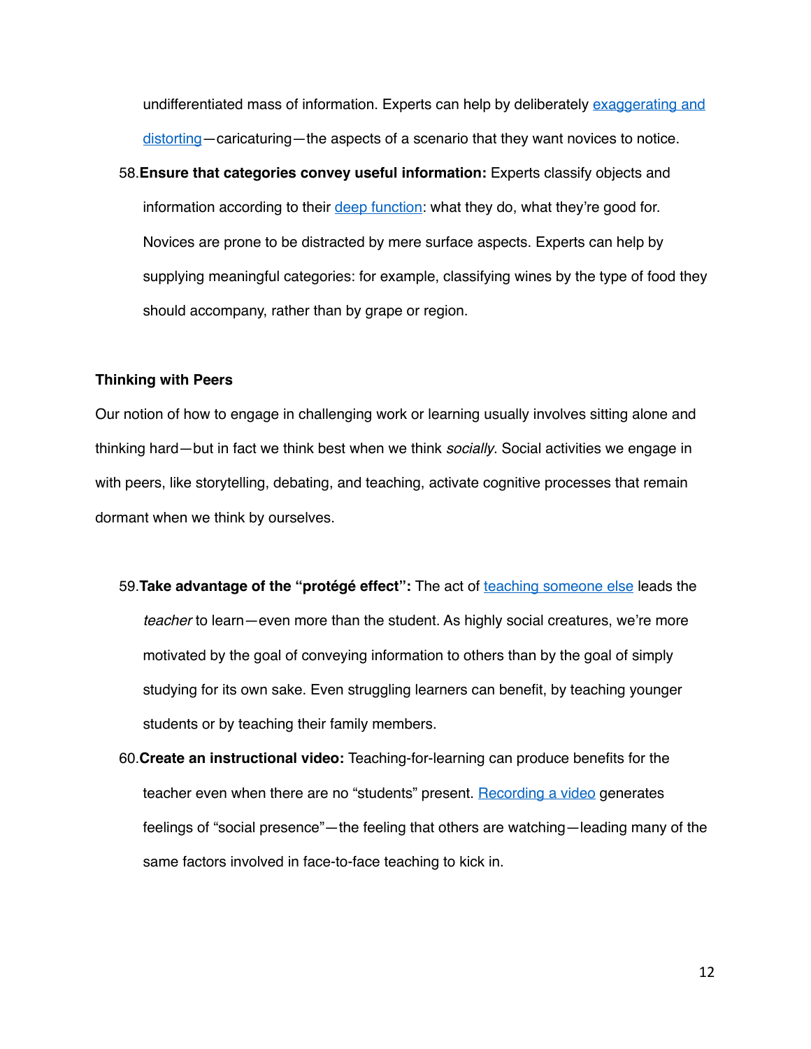undifferentiated mass of information. Experts can help by deliberately exaggerating and distorting—caricaturing—the aspects of a scenario that they want novices to notice.

58. **Ensure that categories convey useful information:** Experts classify objects and information according to their deep function: what they do, what they're good for. Novices are prone to be distracted by mere surface aspects. Experts can help by supplying meaningful categories: for example, classifying wines by the type of food they should accompany, rather than by grape or region.

**Thinking with Peers**

Our notion of how to engage in challenging work or learning usually involves sitting alone and thinking hard—but in fact we think best when we think *socially*. Social activities we engage in with peers, like storytelling, debating, and teaching, activate cognitive processes that remain dormant when we think by ourselves.

59. **Take advantage of the "protégé effect":** The act of teaching someone else leads the *teacher* to learn—even more than the student. As highly social creatures, we're more motivated by the goal of conveying information to others than by the goal of simply studying for its own sake. Even struggling learners can benefit, by teaching younger students or by teaching their family members.

60. **Create an instructional video:** Teaching-for-learning can produce benefits for the teacher even when there are no "students" present. Recording a video generates feelings of "social presence"—the feeling that others are watching—leading many of the same factors involved in face-to-face teaching to kick in.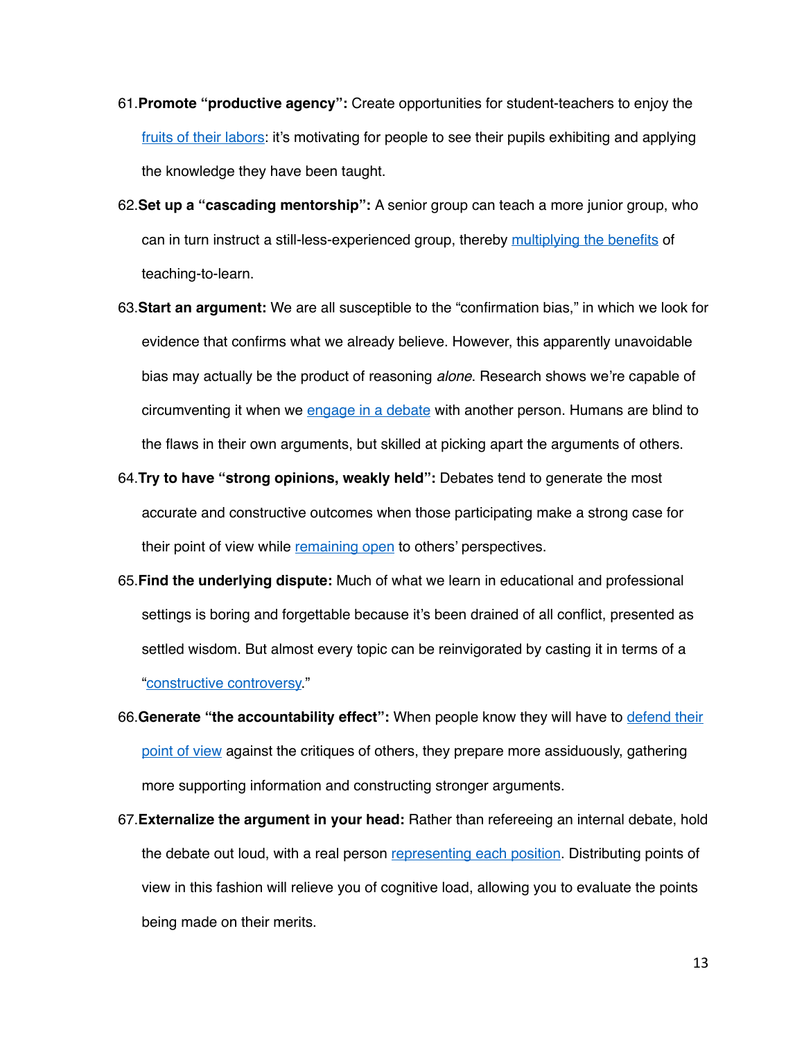61. **Promote "productive agency":** Create opportunities for student-teachers to enjoy the fruits of their labors: it's motivating for people to see their pupils exhibiting and applying the knowledge they have been taught.
62. **Set up a "cascading mentorship":** A senior group can teach a more junior group, who can in turn instruct a still-less-experienced group, thereby multiplying the benefits of teaching-to-learn.
63. **Start an argument:** We are all susceptible to the "confirmation bias," in which we look for evidence that confirms what we already believe. However, this apparently unavoidable bias may actually be the product of reasoning *alone*. Research shows we're capable of circumventing it when we engage in a debate with another person. Humans are blind to the flaws in their own arguments, but skilled at picking apart the arguments of others.
64. **Try to have "strong opinions, weakly held":** Debates tend to generate the most accurate and constructive outcomes when those participating make a strong case for their point of view while remaining open to others' perspectives.
65. **Find the underlying dispute:** Much of what we learn in educational and professional settings is boring and forgettable because it's been drained of all conflict, presented as settled wisdom. But almost every topic can be reinvigorated by casting it in terms of a "constructive controversy."
66. **Generate "the accountability effect":** When people know they will have to defend their point of view against the critiques of others, they prepare more assiduously, gathering more supporting information and constructing stronger arguments.
67. **Externalize the argument in your head:** Rather than refereeing an internal debate, hold the debate out loud, with a real person representing each position. Distributing points of view in this fashion will relieve you of cognitive load, allowing you to evaluate the points being made on their merits.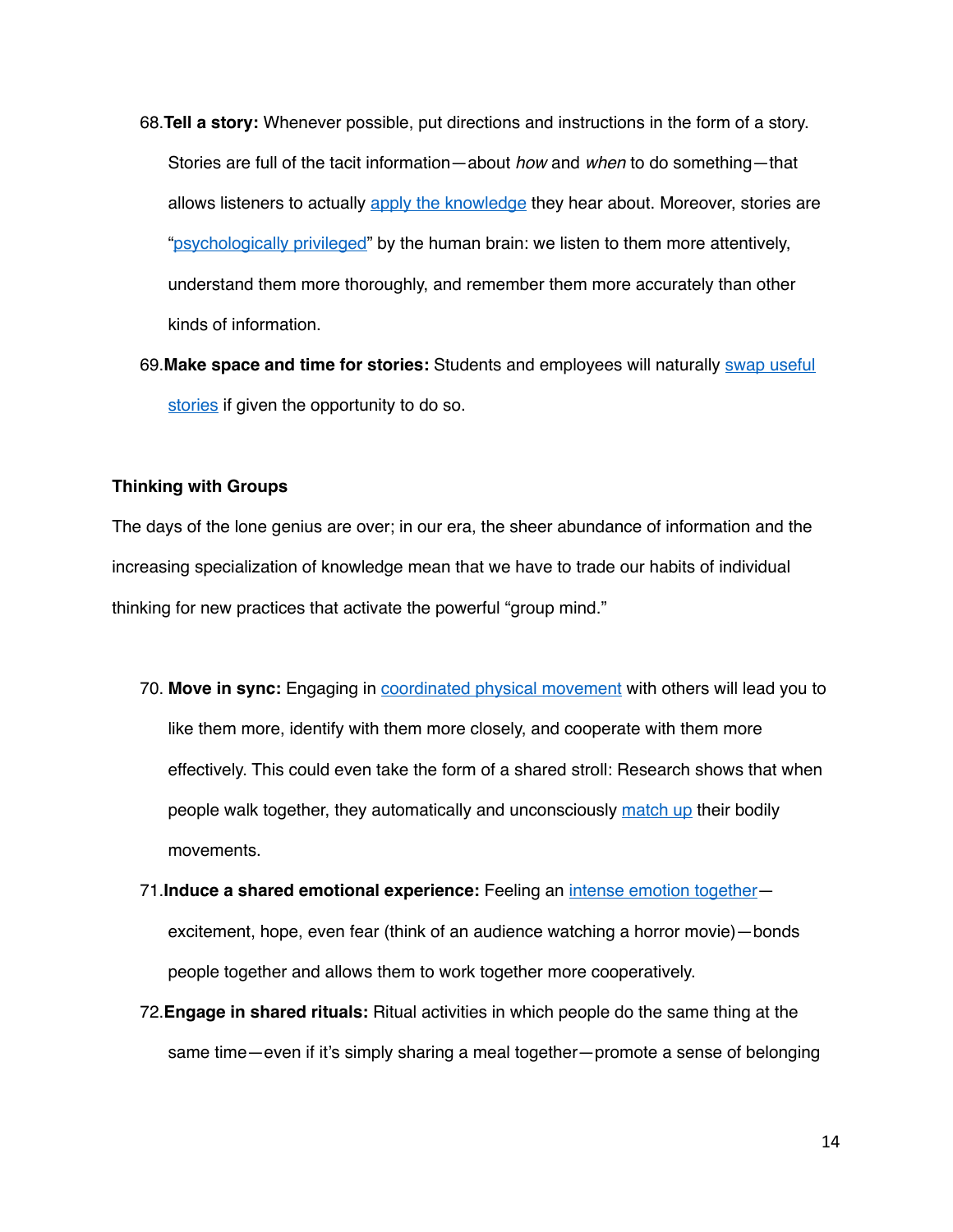68. **Tell a story:** Whenever possible, put directions and instructions in the form of a story. Stories are full of the tacit information—about *how* and *when* to do something—that allows listeners to actually apply the knowledge they hear about. Moreover, stories are "psychologically privileged" by the human brain: we listen to them more attentively, understand them more thoroughly, and remember them more accurately than other kinds of information.

69. **Make space and time for stories:** Students and employees will naturally swap useful stories if given the opportunity to do so.

**Thinking with Groups**

The days of the lone genius are over; in our era, the sheer abundance of information and the increasing specialization of knowledge mean that we have to trade our habits of individual thinking for new practices that activate the powerful "group mind."

70. **Move in sync:** Engaging in coordinated physical movement with others will lead you to like them more, identify with them more closely, and cooperate with them more effectively. This could even take the form of a shared stroll: Research shows that when people walk together, they automatically and unconsciously match up their bodily movements.

71. **Induce a shared emotional experience:** Feeling an intense emotion together—excitement, hope, even fear (think of an audience watching a horror movie)—bonds people together and allows them to work together more cooperatively.

72. **Engage in shared rituals:** Ritual activities in which people do the same thing at the same time—even if it's simply sharing a meal together—promote a sense of belonging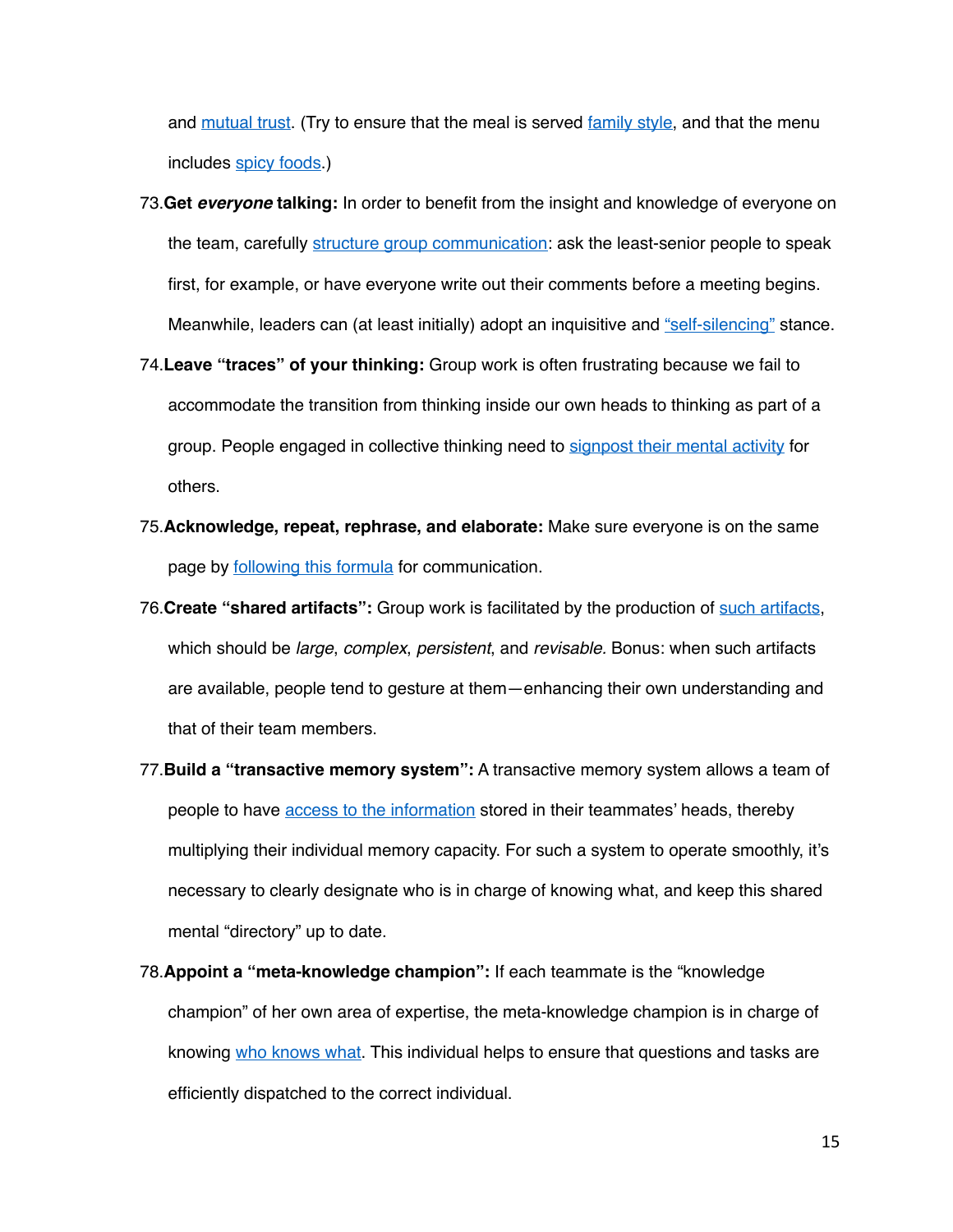and mutual trust. (Try to ensure that the meal is served family style, and that the menu includes spicy foods.)

73. **Get *everyone* talking:** In order to benefit from the insight and knowledge of everyone on the team, carefully structure group communication: ask the least-senior people to speak first, for example, or have everyone write out their comments before a meeting begins. Meanwhile, leaders can (at least initially) adopt an inquisitive and "self-silencing" stance.
74. **Leave "traces" of your thinking:** Group work is often frustrating because we fail to accommodate the transition from thinking inside our own heads to thinking as part of a group. People engaged in collective thinking need to signpost their mental activity for others.
75. **Acknowledge, repeat, rephrase, and elaborate:** Make sure everyone is on the same page by following this formula for communication.
76. **Create "shared artifacts":** Group work is facilitated by the production of such artifacts, which should be *large*, *complex*, *persistent*, and *revisable.* Bonus: when such artifacts are available, people tend to gesture at them—enhancing their own understanding and that of their team members.
77. **Build a "transactive memory system":** A transactive memory system allows a team of people to have access to the information stored in their teammates' heads, thereby multiplying their individual memory capacity. For such a system to operate smoothly, it's necessary to clearly designate who is in charge of knowing what, and keep this shared mental "directory" up to date.
78. **Appoint a "meta-knowledge champion":** If each teammate is the "knowledge champion" of her own area of expertise, the meta-knowledge champion is in charge of knowing who knows what. This individual helps to ensure that questions and tasks are efficiently dispatched to the correct individual.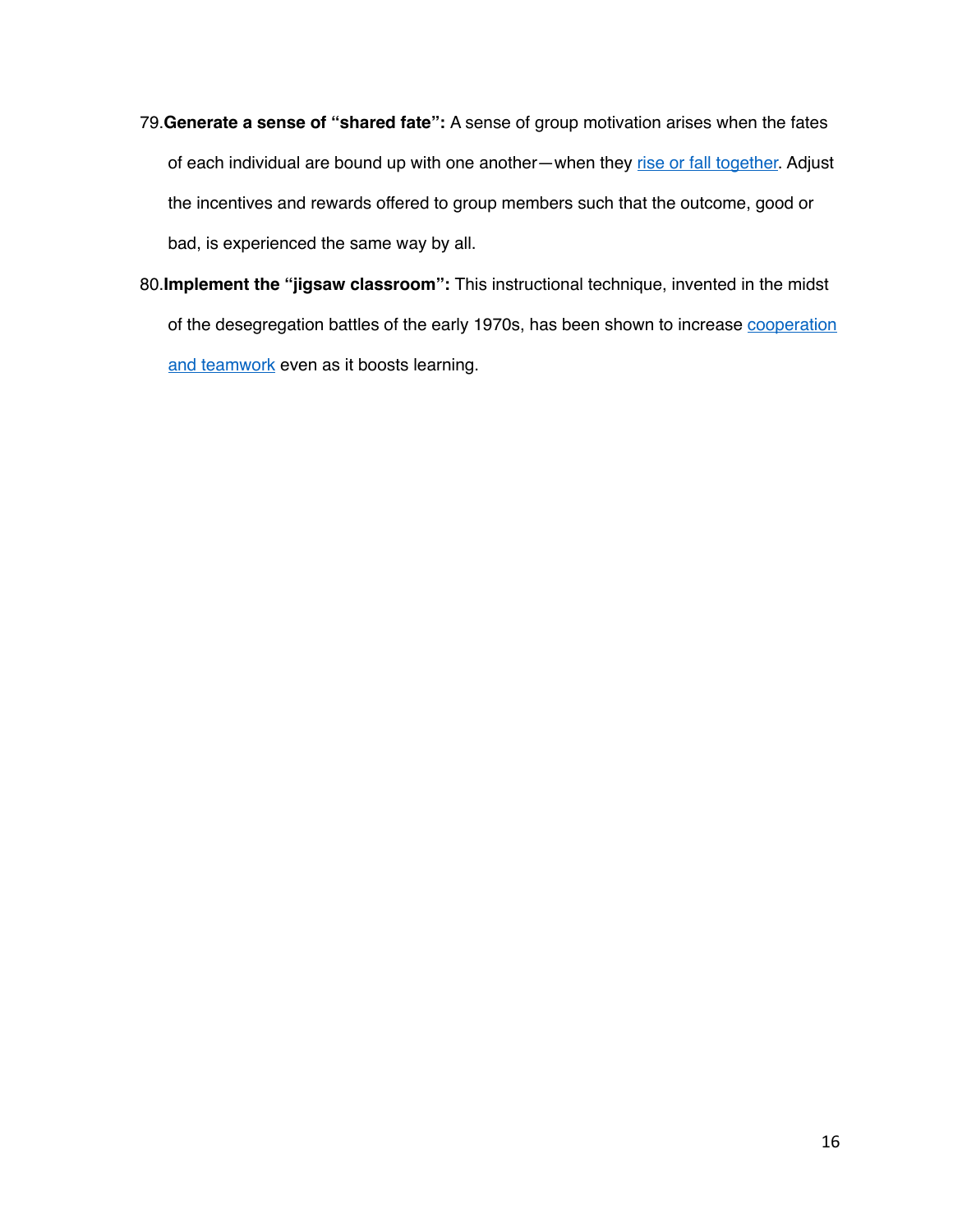79. **Generate a sense of "shared fate":** A sense of group motivation arises when the fates of each individual are bound up with one another—when they rise or fall together. Adjust the incentives and rewards offered to group members such that the outcome, good or bad, is experienced the same way by all.
80. **Implement the "jigsaw classroom":** This instructional technique, invented in the midst of the desegregation battles of the early 1970s, has been shown to increase cooperation and teamwork even as it boosts learning.